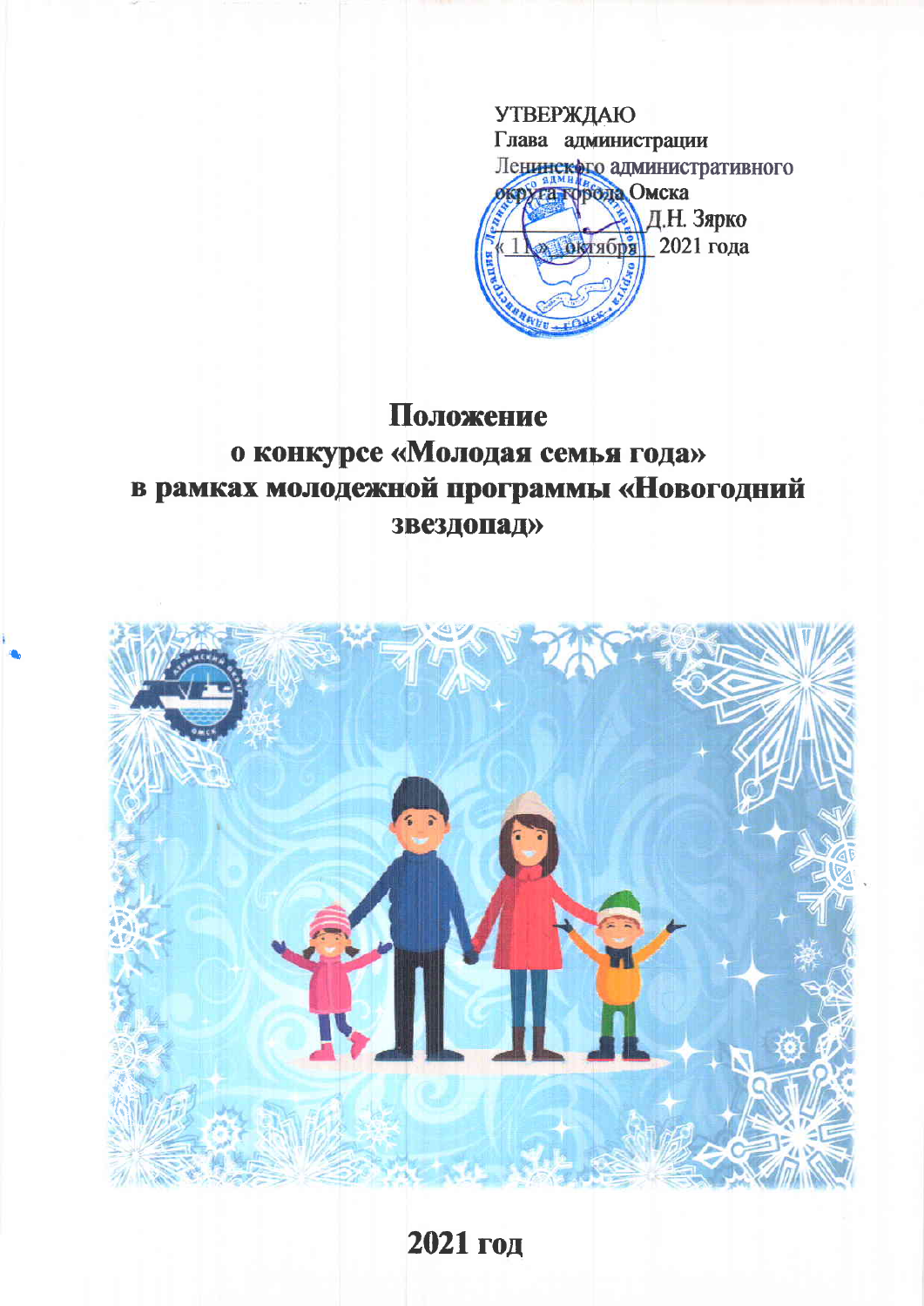УТВЕРЖДАЮ
Глава администрации
Ленинского административного
округа города Омска
_____________ Д.Н. Зярко
«11» октября 2021 года

# Положение
## о конкурсе «Молодая семья года»
## в рамках молодежной программы «Новогодний звездопад»

**2021 год**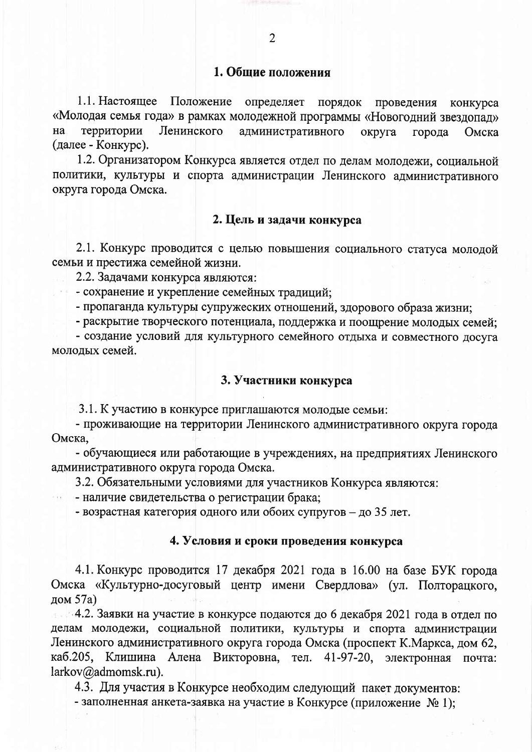## 1. Общие положения

1.1. Настоящее Положение определяет порядок проведения конкурса «Молодая семья года» в рамках молодежной программы «Новогодний звездопад» на территории Ленинского административного округа города Омска (далее - Конкурс).

1.2. Организатором Конкурса является отдел по делам молодежи, социальной политики, культуры и спорта администрации Ленинского административного округа города Омска.

## 2. Цель и задачи конкурса

2.1. Конкурс проводится с целью повышения социального статуса молодой семьи и престижа семейной жизни.

2.2. Задачами конкурса являются:

- сохранение и укрепление семейных традиций;
- пропаганда культуры супружеских отношений, здорового образа жизни;
- раскрытие творческого потенциала, поддержка и поощрение молодых семей;
- создание условий для культурного семейного отдыха и совместного досуга молодых семей.

## 3. Участники конкурса

3.1. К участию в конкурсе приглашаются молодые семьи:

- проживающие на территории Ленинского административного округа города Омска,
- обучающиеся или работающие в учреждениях, на предприятиях Ленинского административного округа города Омска.

3.2. Обязательными условиями для участников Конкурса являются:

- наличие свидетельства о регистрации брака;
- возрастная категория одного или обоих супругов – до 35 лет.

## 4. Условия и сроки проведения конкурса

4.1. Конкурс проводится 17 декабря 2021 года в 16.00 на базе БУК города Омска «Культурно-досуговый центр имени Свердлова» (ул. Полторацкого, дом 57а)

4.2. Заявки на участие в конкурсе подаются до 6 декабря 2021 года в отдел по делам молодежи, социальной политики, культуры и спорта администрации Ленинского административного округа города Омска (проспект К.Маркса, дом 62, каб.205, Клишина Алена Викторовна, тел. 41-97-20, электронная почта: larkov@admomsk.ru).

4.3. Для участия в Конкурсе необходим следующий пакет документов:

- заполненная анкета-заявка на участие в Конкурсе (приложение № 1);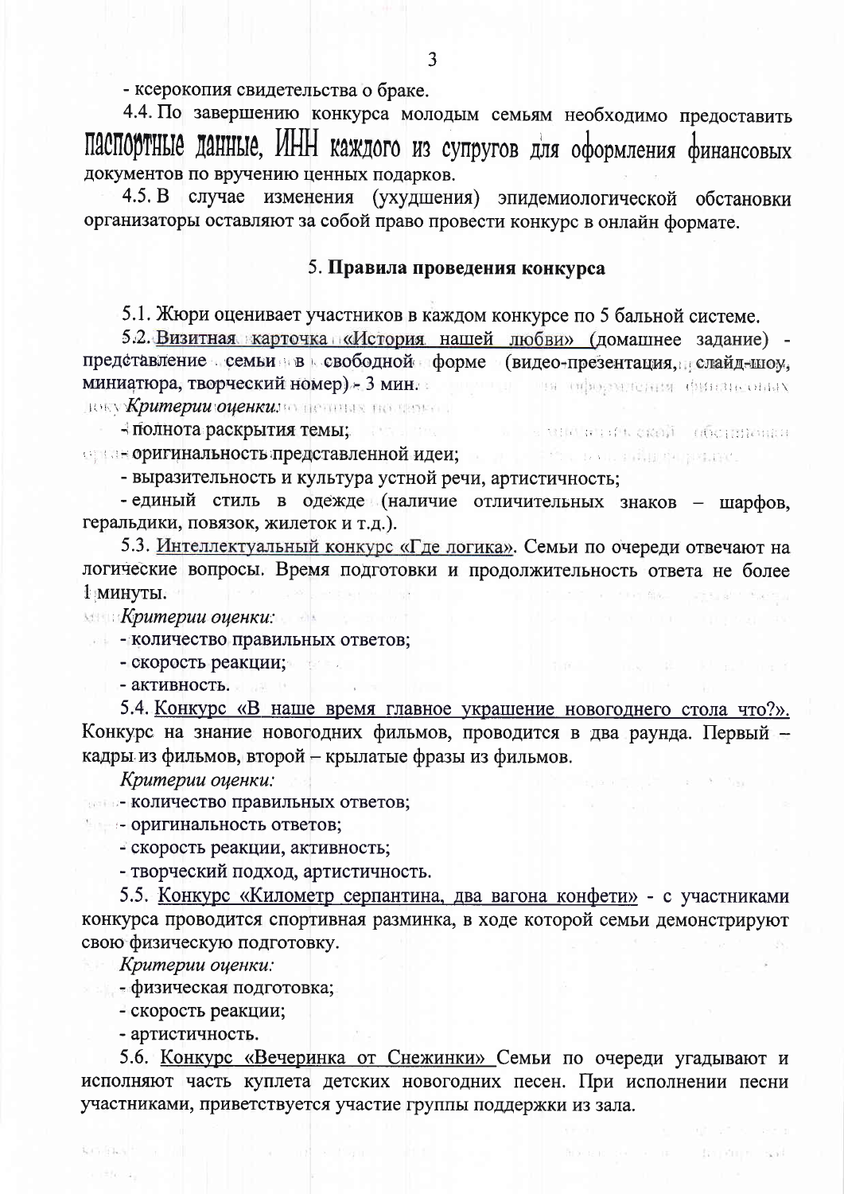- ксерокопия свидетельства о браке.

4.4. По завершению конкурса молодым семьям необходимо предоставить паспортные данные, ИНН каждого из супругов для оформления финансовых документов по вручению ценных подарков.

4.5. В случае изменения (ухудшения) эпидемиологической обстановки организаторы оставляют за собой право провести конкурс в онлайн формате.

## 5. Правила проведения конкурса

5.1. Жюри оценивает участников в каждом конкурсе по 5 бальной системе.

5.2. Визитная карточка «История нашей любви» (домашнее задание) - представление семьи в свободной форме (видео-презентация, слайд-шоу, миниатюра, творческий номер) - 3 мин.

*Критерии оценки:*

- полнота раскрытия темы;
- оригинальность представленной идеи;
- выразительность и культура устной речи, артистичность;
- единый стиль в одежде (наличие отличительных знаков – шарфов, геральдики, повязок, жилеток и т.д.).

5.3. Интеллектуальный конкурс «Где логика». Семьи по очереди отвечают на логические вопросы. Время подготовки и продолжительность ответа не более 1 минуты.

*Критерии оценки:*

- количество правильных ответов;
- скорость реакции;
- активность.

5.4. Конкурс «В наше время главное украшение новогоднего стола что?». Конкурс на знание новогодних фильмов, проводится в два раунда. Первый – кадры из фильмов, второй – крылатые фразы из фильмов.

*Критерии оценки:*

- количество правильных ответов;
- оригинальность ответов;
- скорость реакции, активность;
- творческий подход, артистичность.

5.5. Конкурс «Километр серпантина, два вагона конфети» - с участниками конкурса проводится спортивная разминка, в ходе которой семьи демонстрируют свою физическую подготовку.

*Критерии оценки:*

- физическая подготовка;
- скорость реакции;
- артистичность.

5.6. Конкурс «Вечеринка от Снежинки» Семьи по очереди угадывают и исполняют часть куплета детских новогодних песен. При исполнении песни участниками, приветствуется участие группы поддержки из зала.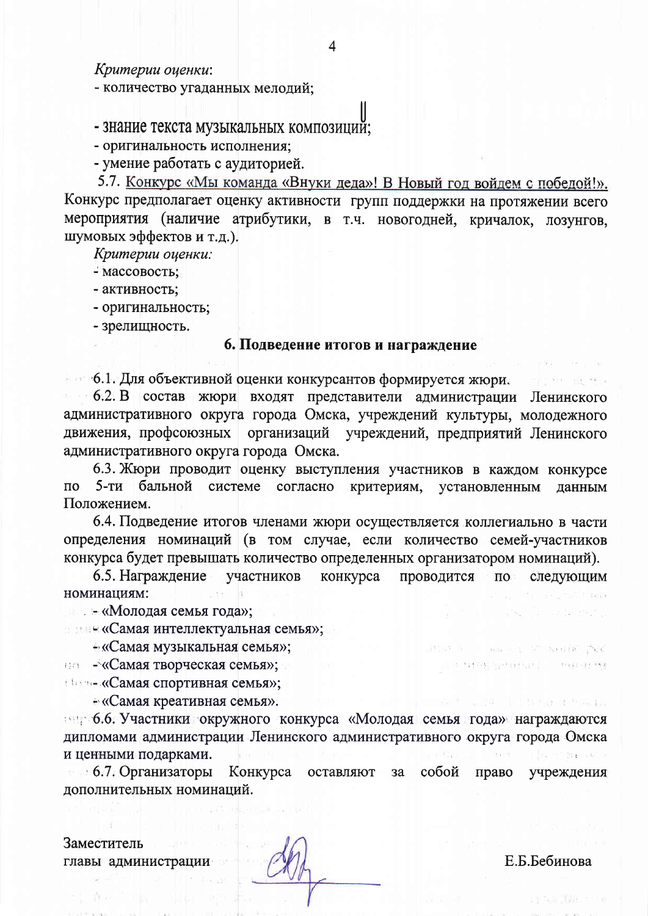*Критерии оценки*:

- количество угаданных мелодий;
- знание текста музыкальных композиций;
- оригинальность исполнения;
- умение работать с аудиторией.

5.7. Конкурс «Мы команда «Внуки деда»! В Новый год войдем с победой!». Конкурс предполагает оценку активности групп поддержки на протяжении всего мероприятия (наличие атрибутики, в т.ч. новогодней, кричалок, лозунгов, шумовых эффектов и т.д.).

*Критерии оценки:*

- массовость;
- активность;
- оригинальность;
- зрелищность.

## 6. Подведение итогов и награждение

6.1. Для объективной оценки конкурсантов формируется жюри.

6.2. В состав жюри входят представители администрации Ленинского административного округа города Омска, учреждений культуры, молодежного движения, профсоюзных организаций учреждений, предприятий Ленинского административного округа города Омска.

6.3. Жюри проводит оценку выступления участников в каждом конкурсе по 5-ти бальной системе согласно критериям, установленным данным Положением.

6.4. Подведение итогов членами жюри осуществляется коллегиально в части определения номинаций (в том случае, если количество семей-участников конкурса будет превышать количество определенных организатором номинаций).

6.5. Награждение участников конкурса проводится по следующим номинациям:

- «Молодая семья года»;
- «Самая интеллектуальная семья»;
- «Самая музыкальная семья»;
- «Самая творческая семья»;
- «Самая спортивная семья»;
- «Самая креативная семья».

6.6. Участники окружного конкурса «Молодая семья года» награждаются дипломами администрации Ленинского административного округа города Омска и ценными подарками.

6.7. Организаторы Конкурса оставляют за собой право учреждения дополнительных номинаций.

Заместитель
главы администрации Е.Б.Бебинова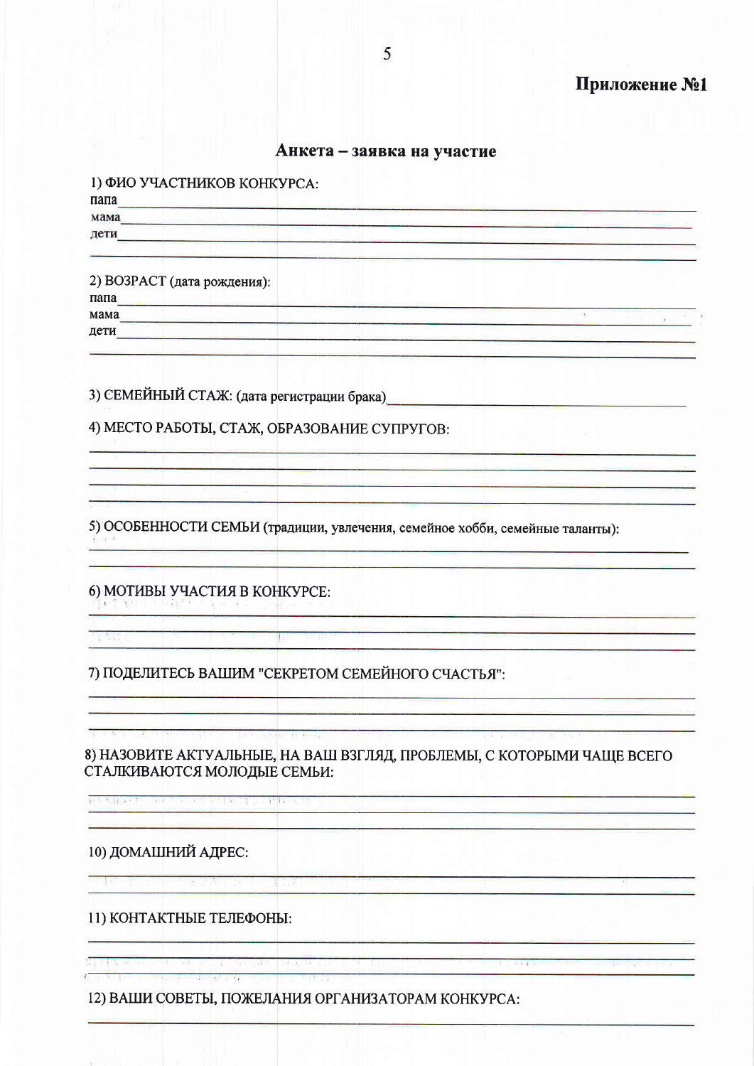**Приложение №1**

## Анкета – заявка на участие

1) ФИО УЧАСТНИКОВ КОНКУРСА:

папа\_\_\_\_\_\_\_\_\_\_\_\_\_\_\_\_\_\_\_\_\_\_\_\_\_\_\_\_\_\_\_\_\_\_\_\_\_\_\_\_\_\_\_\_\_\_\_\_\_\_\_\_\_\_\_\_\_\_\_\_

мама\_\_\_\_\_\_\_\_\_\_\_\_\_\_\_\_\_\_\_\_\_\_\_\_\_\_\_\_\_\_\_\_\_\_\_\_\_\_\_\_\_\_\_\_\_\_\_\_\_\_\_\_\_\_\_\_\_\_\_\_

дети\_\_\_\_\_\_\_\_\_\_\_\_\_\_\_\_\_\_\_\_\_\_\_\_\_\_\_\_\_\_\_\_\_\_\_\_\_\_\_\_\_\_\_\_\_\_\_\_\_\_\_\_\_\_\_\_\_\_\_\_

\_\_\_\_\_\_\_\_\_\_\_\_\_\_\_\_\_\_\_\_\_\_\_\_\_\_\_\_\_\_\_\_\_\_\_\_\_\_\_\_\_\_\_\_\_\_\_\_\_\_\_\_\_\_\_\_\_\_\_\_\_\_\_\_

2) ВОЗРАСТ (дата рождения):

папа\_\_\_\_\_\_\_\_\_\_\_\_\_\_\_\_\_\_\_\_\_\_\_\_\_\_\_\_\_\_\_\_\_\_\_\_\_\_\_\_\_\_\_\_\_\_\_\_\_\_\_\_\_\_\_\_\_\_\_\_

мама\_\_\_\_\_\_\_\_\_\_\_\_\_\_\_\_\_\_\_\_\_\_\_\_\_\_\_\_\_\_\_\_\_\_\_\_\_\_\_\_\_\_\_\_\_\_\_\_\_\_\_\_\_\_\_\_\_\_\_\_

дети\_\_\_\_\_\_\_\_\_\_\_\_\_\_\_\_\_\_\_\_\_\_\_\_\_\_\_\_\_\_\_\_\_\_\_\_\_\_\_\_\_\_\_\_\_\_\_\_\_\_\_\_\_\_\_\_\_\_\_\_

\_\_\_\_\_\_\_\_\_\_\_\_\_\_\_\_\_\_\_\_\_\_\_\_\_\_\_\_\_\_\_\_\_\_\_\_\_\_\_\_\_\_\_\_\_\_\_\_\_\_\_\_\_\_\_\_\_\_\_\_\_\_\_\_

3) СЕМЕЙНЫЙ СТАЖ: (дата регистрации брака)\_\_\_\_\_\_\_\_\_\_\_\_\_\_\_\_\_\_\_\_\_\_\_\_\_\_\_\_

4) МЕСТО РАБОТЫ, СТАЖ, ОБРАЗОВАНИЕ СУПРУГОВ:

\_\_\_\_\_\_\_\_\_\_\_\_\_\_\_\_\_\_\_\_\_\_\_\_\_\_\_\_\_\_\_\_\_\_\_\_\_\_\_\_\_\_\_\_\_\_\_\_\_\_\_\_\_\_\_\_\_\_\_\_\_\_\_\_

\_\_\_\_\_\_\_\_\_\_\_\_\_\_\_\_\_\_\_\_\_\_\_\_\_\_\_\_\_\_\_\_\_\_\_\_\_\_\_\_\_\_\_\_\_\_\_\_\_\_\_\_\_\_\_\_\_\_\_\_\_\_\_\_

\_\_\_\_\_\_\_\_\_\_\_\_\_\_\_\_\_\_\_\_\_\_\_\_\_\_\_\_\_\_\_\_\_\_\_\_\_\_\_\_\_\_\_\_\_\_\_\_\_\_\_\_\_\_\_\_\_\_\_\_\_\_\_\_

\_\_\_\_\_\_\_\_\_\_\_\_\_\_\_\_\_\_\_\_\_\_\_\_\_\_\_\_\_\_\_\_\_\_\_\_\_\_\_\_\_\_\_\_\_\_\_\_\_\_\_\_\_\_\_\_\_\_\_\_\_\_\_\_

5) ОСОБЕННОСТИ СЕМЬИ (традиции, увлечения, семейное хобби, семейные таланты):

\_\_\_\_\_\_\_\_\_\_\_\_\_\_\_\_\_\_\_\_\_\_\_\_\_\_\_\_\_\_\_\_\_\_\_\_\_\_\_\_\_\_\_\_\_\_\_\_\_\_\_\_\_\_\_\_\_\_\_\_\_\_\_\_

\_\_\_\_\_\_\_\_\_\_\_\_\_\_\_\_\_\_\_\_\_\_\_\_\_\_\_\_\_\_\_\_\_\_\_\_\_\_\_\_\_\_\_\_\_\_\_\_\_\_\_\_\_\_\_\_\_\_\_\_\_\_\_\_

6) МОТИВЫ УЧАСТИЯ В КОНКУРСЕ:

\_\_\_\_\_\_\_\_\_\_\_\_\_\_\_\_\_\_\_\_\_\_\_\_\_\_\_\_\_\_\_\_\_\_\_\_\_\_\_\_\_\_\_\_\_\_\_\_\_\_\_\_\_\_\_\_\_\_\_\_\_\_\_\_

\_\_\_\_\_\_\_\_\_\_\_\_\_\_\_\_\_\_\_\_\_\_\_\_\_\_\_\_\_\_\_\_\_\_\_\_\_\_\_\_\_\_\_\_\_\_\_\_\_\_\_\_\_\_\_\_\_\_\_\_\_\_\_\_

\_\_\_\_\_\_\_\_\_\_\_\_\_\_\_\_\_\_\_\_\_\_\_\_\_\_\_\_\_\_\_\_\_\_\_\_\_\_\_\_\_\_\_\_\_\_\_\_\_\_\_\_\_\_\_\_\_\_\_\_\_\_\_\_

7) ПОДЕЛИТЕСЬ ВАШИМ "СЕКРЕТОМ СЕМЕЙНОГО СЧАСТЬЯ":

\_\_\_\_\_\_\_\_\_\_\_\_\_\_\_\_\_\_\_\_\_\_\_\_\_\_\_\_\_\_\_\_\_\_\_\_\_\_\_\_\_\_\_\_\_\_\_\_\_\_\_\_\_\_\_\_\_\_\_\_\_\_\_\_

\_\_\_\_\_\_\_\_\_\_\_\_\_\_\_\_\_\_\_\_\_\_\_\_\_\_\_\_\_\_\_\_\_\_\_\_\_\_\_\_\_\_\_\_\_\_\_\_\_\_\_\_\_\_\_\_\_\_\_\_\_\_\_\_

\_\_\_\_\_\_\_\_\_\_\_\_\_\_\_\_\_\_\_\_\_\_\_\_\_\_\_\_\_\_\_\_\_\_\_\_\_\_\_\_\_\_\_\_\_\_\_\_\_\_\_\_\_\_\_\_\_\_\_\_\_\_\_\_

8) НАЗОВИТЕ АКТУАЛЬНЫЕ, НА ВАШ ВЗГЛЯД, ПРОБЛЕМЫ, С КОТОРЫМИ ЧАЩЕ ВСЕГО СТАЛКИВАЮТСЯ МОЛОДЫЕ СЕМЬИ:

\_\_\_\_\_\_\_\_\_\_\_\_\_\_\_\_\_\_\_\_\_\_\_\_\_\_\_\_\_\_\_\_\_\_\_\_\_\_\_\_\_\_\_\_\_\_\_\_\_\_\_\_\_\_\_\_\_\_\_\_\_\_\_\_

\_\_\_\_\_\_\_\_\_\_\_\_\_\_\_\_\_\_\_\_\_\_\_\_\_\_\_\_\_\_\_\_\_\_\_\_\_\_\_\_\_\_\_\_\_\_\_\_\_\_\_\_\_\_\_\_\_\_\_\_\_\_\_\_

\_\_\_\_\_\_\_\_\_\_\_\_\_\_\_\_\_\_\_\_\_\_\_\_\_\_\_\_\_\_\_\_\_\_\_\_\_\_\_\_\_\_\_\_\_\_\_\_\_\_\_\_\_\_\_\_\_\_\_\_\_\_\_\_

10) ДОМАШНИЙ АДРЕС:

\_\_\_\_\_\_\_\_\_\_\_\_\_\_\_\_\_\_\_\_\_\_\_\_\_\_\_\_\_\_\_\_\_\_\_\_\_\_\_\_\_\_\_\_\_\_\_\_\_\_\_\_\_\_\_\_\_\_\_\_\_\_\_\_

\_\_\_\_\_\_\_\_\_\_\_\_\_\_\_\_\_\_\_\_\_\_\_\_\_\_\_\_\_\_\_\_\_\_\_\_\_\_\_\_\_\_\_\_\_\_\_\_\_\_\_\_\_\_\_\_\_\_\_\_\_\_\_\_

11) КОНТАКТНЫЕ ТЕЛЕФОНЫ:

\_\_\_\_\_\_\_\_\_\_\_\_\_\_\_\_\_\_\_\_\_\_\_\_\_\_\_\_\_\_\_\_\_\_\_\_\_\_\_\_\_\_\_\_\_\_\_\_\_\_\_\_\_\_\_\_\_\_\_\_\_\_\_\_

\_\_\_\_\_\_\_\_\_\_\_\_\_\_\_\_\_\_\_\_\_\_\_\_\_\_\_\_\_\_\_\_\_\_\_\_\_\_\_\_\_\_\_\_\_\_\_\_\_\_\_\_\_\_\_\_\_\_\_\_\_\_\_\_

\_\_\_\_\_\_\_\_\_\_\_\_\_\_\_\_\_\_\_\_\_\_\_\_\_\_\_\_\_\_\_\_\_\_\_\_\_\_\_\_\_\_\_\_\_\_\_\_\_\_\_\_\_\_\_\_\_\_\_\_\_\_\_\_

12) ВАШИ СОВЕТЫ, ПОЖЕЛАНИЯ ОРГАНИЗАТОРАМ КОНКУРСА:

\_\_\_\_\_\_\_\_\_\_\_\_\_\_\_\_\_\_\_\_\_\_\_\_\_\_\_\_\_\_\_\_\_\_\_\_\_\_\_\_\_\_\_\_\_\_\_\_\_\_\_\_\_\_\_\_\_\_\_\_\_\_\_\_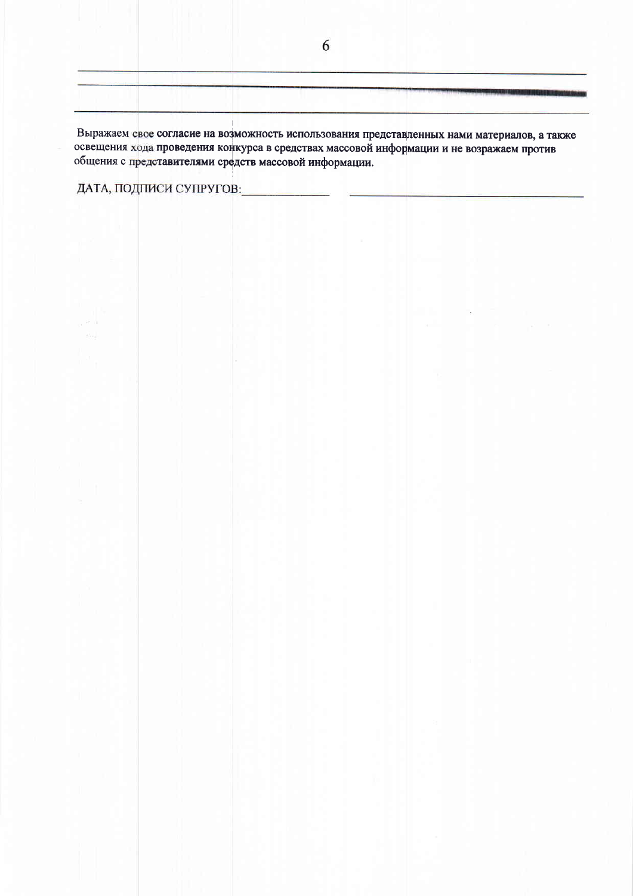___________________________________________________________________________

___________________________________________________________________________

___________________________________________________________________________

Выражаем свое согласие на возможность использования представленных нами материалов, а также освещения хода проведения конкурса в средствах массовой информации и не возражаем против общения с представителями средств массовой информации.

ДАТА, ПОДПИСИ СУПРУГОВ:_____________ ___________________________________